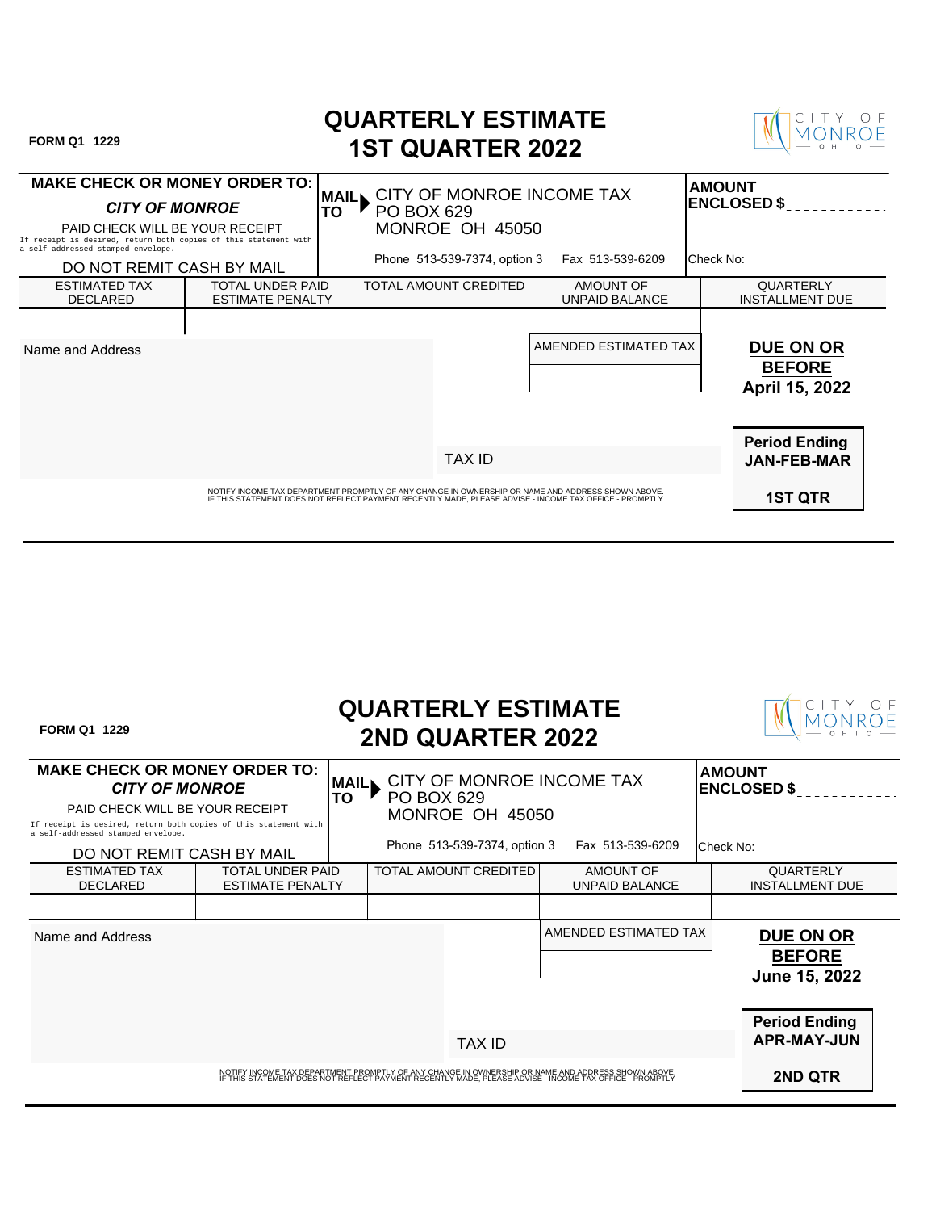FORM Q1 1229

# QUARTERLY ESTIMATE
# 1ST QUARTER 2022

CITY OF MONROE OHIO

**MAKE CHECK OR MONEY ORDER TO:**

***CITY OF MONROE***

PAID CHECK WILL BE YOUR RECEIPT

If receipt is desired, return both copies of this statement with a self-addressed stamped envelope.

DO NOT REMIT CASH BY MAIL

**MAIL TO** CITY OF MONROE INCOME TAX
PO BOX 629
MONROE OH 45050

Phone 513-539-7374, option 3 Fax 513-539-6209

**AMOUNT ENCLOSED $**___________

Check No:

| ESTIMATED TAX DECLARED | TOTAL UNDER PAID ESTIMATE PENALTY | TOTAL AMOUNT CREDITED | AMOUNT OF UNPAID BALANCE | QUARTERLY INSTALLMENT DUE |
|---|---|---|---|---|
| | | | | |

Name and Address

AMENDED ESTIMATED TAX

**DUE ON OR BEFORE**
**April 15, 2022**

TAX ID

**Period Ending**
**JAN-FEB-MAR**

**1ST QTR**

NOTIFY INCOME TAX DEPARTMENT PROMPTLY OF ANY CHANGE IN OWNERSHIP OR NAME AND ADDRESS SHOWN ABOVE.
IF THIS STATEMENT DOES NOT REFLECT PAYMENT RECENTLY MADE, PLEASE ADVISE - INCOME TAX OFFICE - PROMPTLY

---

FORM Q1 1229

# QUARTERLY ESTIMATE
# 2ND QUARTER 2022

CITY OF MONROE OHIO

**MAKE CHECK OR MONEY ORDER TO:**

***CITY OF MONROE***

PAID CHECK WILL BE YOUR RECEIPT

If receipt is desired, return both copies of this statement with a self-addressed stamped envelope.

DO NOT REMIT CASH BY MAIL

**MAIL TO** CITY OF MONROE INCOME TAX
PO BOX 629
MONROE OH 45050

Phone 513-539-7374, option 3 Fax 513-539-6209

**AMOUNT ENCLOSED $**___________

Check No:

| ESTIMATED TAX DECLARED | TOTAL UNDER PAID ESTIMATE PENALTY | TOTAL AMOUNT CREDITED | AMOUNT OF UNPAID BALANCE | QUARTERLY INSTALLMENT DUE |
|---|---|---|---|---|
| | | | | |

Name and Address

AMENDED ESTIMATED TAX

**DUE ON OR BEFORE**
**June 15, 2022**

TAX ID

**Period Ending**
**APR-MAY-JUN**

**2ND QTR**

NOTIFY INCOME TAX DEPARTMENT PROMPTLY OF ANY CHANGE IN OWNERSHIP OR NAME AND ADDRESS SHOWN ABOVE.
IF THIS STATEMENT DOES NOT REFLECT PAYMENT RECENTLY MADE, PLEASE ADVISE - INCOME TAX OFFICE - PROMPTLY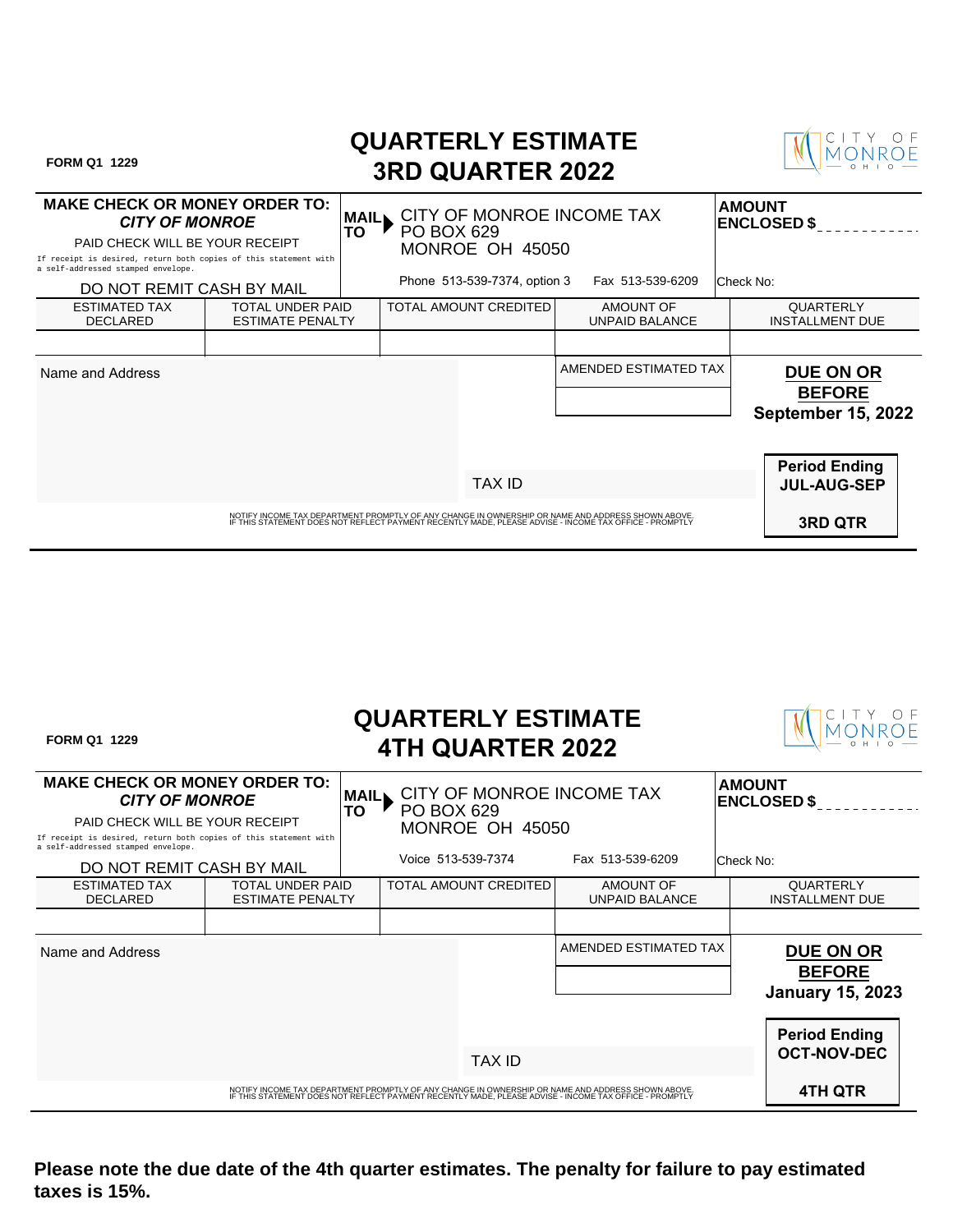FORM Q1 1229

# QUARTERLY ESTIMATE
# 3RD QUARTER 2022

CITY OF MONROE OHIO

**MAKE CHECK OR MONEY ORDER TO:**
***CITY OF MONROE***

PAID CHECK WILL BE YOUR RECEIPT

If receipt is desired, return both copies of this statement with a self-addressed stamped envelope.

DO NOT REMIT CASH BY MAIL

**MAIL TO** CITY OF MONROE INCOME TAX
PO BOX 629
MONROE OH 45050

Phone 513-539-7374, option 3 Fax 513-539-6209

**AMOUNT ENCLOSED $**___________

Check No:

| ESTIMATED TAX DECLARED | TOTAL UNDER PAID ESTIMATE PENALTY | TOTAL AMOUNT CREDITED | AMOUNT OF UNPAID BALANCE | QUARTERLY INSTALLMENT DUE |
|---|---|---|---|---|
| | | | | |

Name and Address

AMENDED ESTIMATED TAX

**DUE ON OR BEFORE**
**September 15, 2022**

TAX ID

**Period Ending**
**JUL-AUG-SEP**

**3RD QTR**

NOTIFY INCOME TAX DEPARTMENT PROMPTLY OF ANY CHANGE IN OWNERSHIP OR NAME AND ADDRESS SHOWN ABOVE.
IF THIS STATEMENT DOES NOT REFLECT PAYMENT RECENTLY MADE, PLEASE ADVISE - INCOME TAX OFFICE - PROMPTLY

---

FORM Q1 1229

# QUARTERLY ESTIMATE
# 4TH QUARTER 2022

CITY OF MONROE OHIO

**MAKE CHECK OR MONEY ORDER TO:**
***CITY OF MONROE***

PAID CHECK WILL BE YOUR RECEIPT

If receipt is desired, return both copies of this statement with a self-addressed stamped envelope.

DO NOT REMIT CASH BY MAIL

**MAIL TO** CITY OF MONROE INCOME TAX
PO BOX 629
MONROE OH 45050

Voice 513-539-7374 Fax 513-539-6209

**AMOUNT ENCLOSED $**___________

Check No:

| ESTIMATED TAX DECLARED | TOTAL UNDER PAID ESTIMATE PENALTY | TOTAL AMOUNT CREDITED | AMOUNT OF UNPAID BALANCE | QUARTERLY INSTALLMENT DUE |
|---|---|---|---|---|
| | | | | |

Name and Address

AMENDED ESTIMATED TAX

**DUE ON OR BEFORE**
**January 15, 2023**

TAX ID

**Period Ending**
**OCT-NOV-DEC**

**4TH QTR**

NOTIFY INCOME TAX DEPARTMENT PROMPTLY OF ANY CHANGE IN OWNERSHIP OR NAME AND ADDRESS SHOWN ABOVE.
IF THIS STATEMENT DOES NOT REFLECT PAYMENT RECENTLY MADE, PLEASE ADVISE - INCOME TAX OFFICE - PROMPTLY

**Please note the due date of the 4th quarter estimates. The penalty for failure to pay estimated taxes is 15%.**